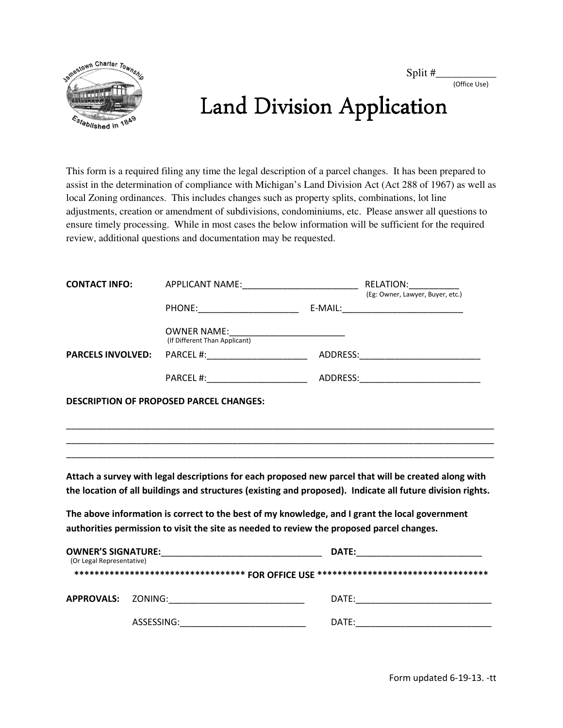Split #___________
(Office Use)

# Land Division Application

This form is a required filing any time the legal description of a parcel changes. It has been prepared to assist in the determination of compliance with Michigan's Land Division Act (Act 288 of 1967) as well as local Zoning ordinances. This includes changes such as property splits, combinations, lot line adjustments, creation or amendment of subdivisions, condominiums, etc. Please answer all questions to ensure timely processing. While in most cases the below information will be sufficient for the required review, additional questions and documentation may be requested.

**CONTACT INFO:** APPLICANT NAME:_______________________ RELATION:__________
(Eg: Owner, Lawyer, Buyer, etc.)

PHONE:____________________ E-MAIL:_________________________

OWNER NAME:_______________________
(If Different Than Applicant)

**PARCELS INVOLVED:** PARCEL #:____________________ ADDRESS:_________________________

PARCEL #:____________________ ADDRESS:_________________________

**DESCRIPTION OF PROPOSED PARCEL CHANGES:**

___________________________________________________________________________________________
___________________________________________________________________________________________
___________________________________________________________________________________________

**Attach a survey with legal descriptions for each proposed new parcel that will be created along with the location of all buildings and structures (existing and proposed). Indicate all future division rights.**

**The above information is correct to the best of my knowledge, and I grant the local government authorities permission to visit the site as needed to review the proposed parcel changes.**

**OWNER'S SIGNATURE:**________________________________ **DATE:**_________________________
(Or Legal Representative)

********************************** **FOR OFFICE USE** **********************************

**APPROVALS:** ZONING:___________________________ DATE:___________________________

ASSESSING:_________________________ DATE:____________________________

Form updated 6-19-13. -tt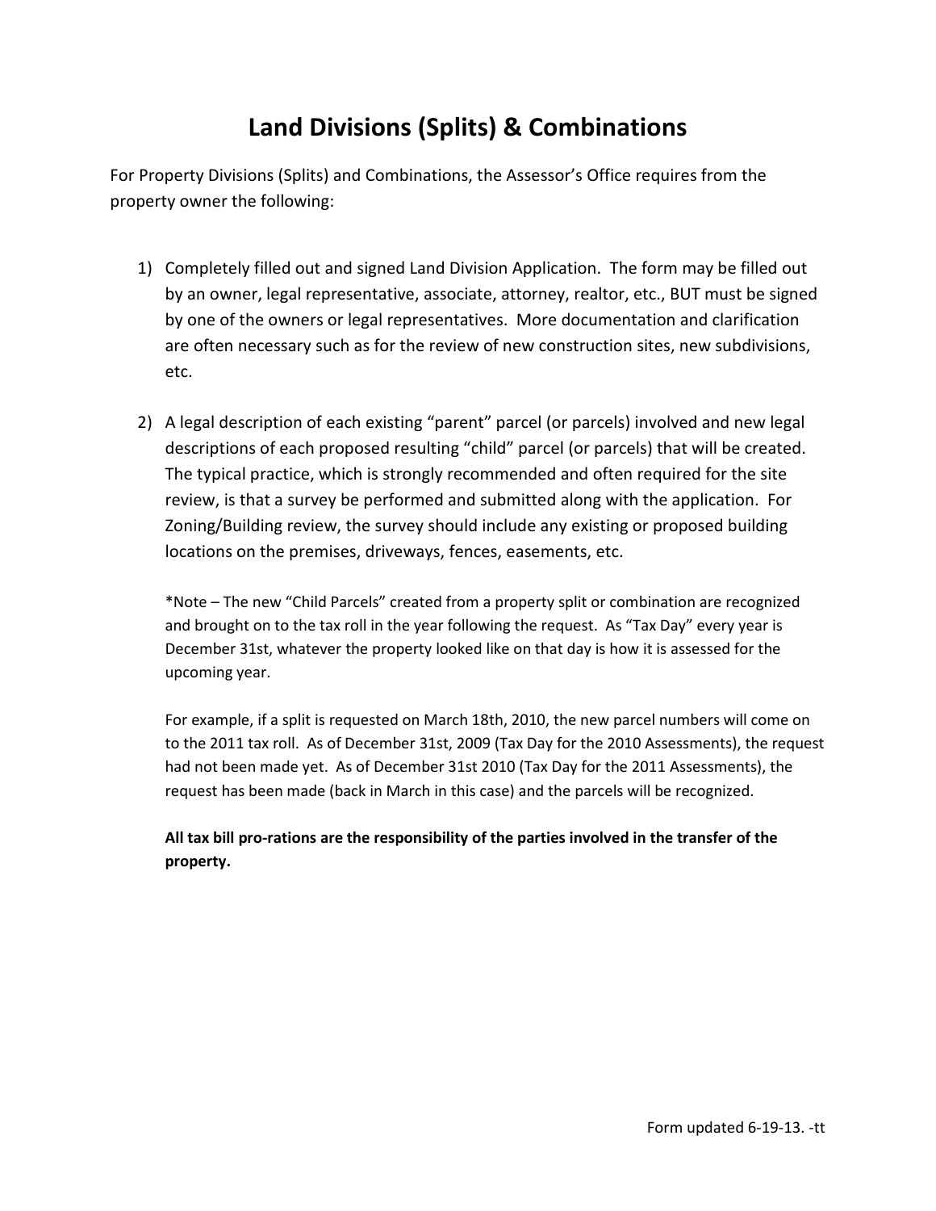# Land Divisions (Splits) & Combinations

For Property Divisions (Splits) and Combinations, the Assessor's Office requires from the property owner the following:

1) Completely filled out and signed Land Division Application. The form may be filled out by an owner, legal representative, associate, attorney, realtor, etc., BUT must be signed by one of the owners or legal representatives. More documentation and clarification are often necessary such as for the review of new construction sites, new subdivisions, etc.

2) A legal description of each existing "parent" parcel (or parcels) involved and new legal descriptions of each proposed resulting "child" parcel (or parcels) that will be created. The typical practice, which is strongly recommended and often required for the site review, is that a survey be performed and submitted along with the application. For Zoning/Building review, the survey should include any existing or proposed building locations on the premises, driveways, fences, easements, etc.

   *Note – The new "Child Parcels" created from a property split or combination are recognized and brought on to the tax roll in the year following the request. As "Tax Day" every year is December 31st, whatever the property looked like on that day is how it is assessed for the upcoming year.

   For example, if a split is requested on March 18th, 2010, the new parcel numbers will come on to the 2011 tax roll. As of December 31st, 2009 (Tax Day for the 2010 Assessments), the request had not been made yet. As of December 31st 2010 (Tax Day for the 2011 Assessments), the request has been made (back in March in this case) and the parcels will be recognized.

   **All tax bill pro-rations are the responsibility of the parties involved in the transfer of the property.**

Form updated 6-19-13. -tt